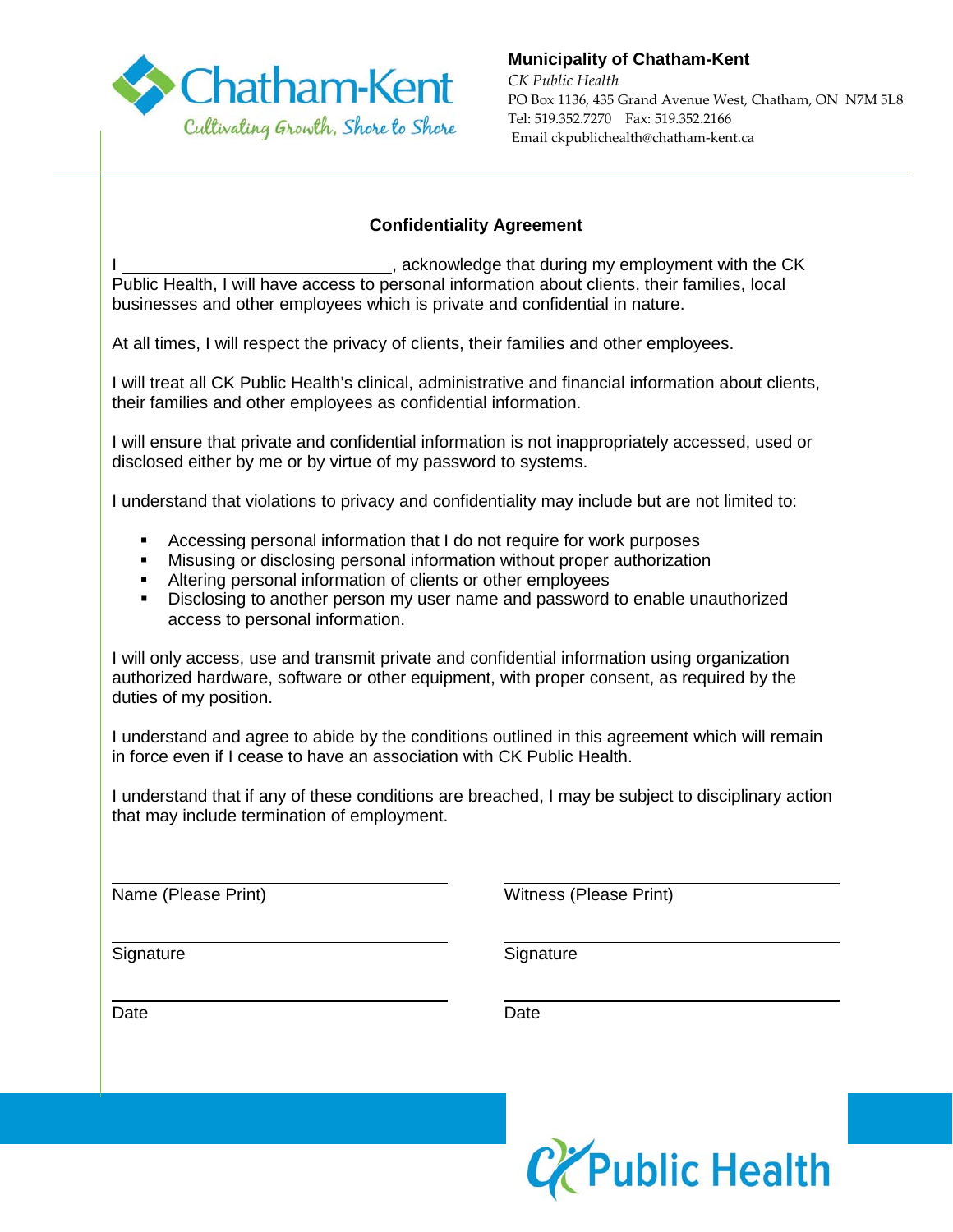**Municipality of Chatham-Kent**
*CK Public Health*
PO Box 1136, 435 Grand Avenue West, Chatham, ON N7M 5L8
Tel: 519.352.7270 Fax: 519.352.2166
Email ckpublichealth@chatham-kent.ca

## Confidentiality Agreement

I ______________________________, acknowledge that during my employment with the CK Public Health, I will have access to personal information about clients, their families, local businesses and other employees which is private and confidential in nature.

At all times, I will respect the privacy of clients, their families and other employees.

I will treat all CK Public Health's clinical, administrative and financial information about clients, their families and other employees as confidential information.

I will ensure that private and confidential information is not inappropriately accessed, used or disclosed either by me or by virtue of my password to systems.

I understand that violations to privacy and confidentiality may include but are not limited to:

- Accessing personal information that I do not require for work purposes
- Misusing or disclosing personal information without proper authorization
- Altering personal information of clients or other employees
- Disclosing to another person my user name and password to enable unauthorized access to personal information.

I will only access, use and transmit private and confidential information using organization authorized hardware, software or other equipment, with proper consent, as required by the duties of my position.

I understand and agree to abide by the conditions outlined in this agreement which will remain in force even if I cease to have an association with CK Public Health.

I understand that if any of these conditions are breached, I may be subject to disciplinary action that may include termination of employment.

| | |
|---|---|
| ______________________________ | ______________________________ |
| Name (Please Print) | Witness (Please Print) |
| ______________________________ | ______________________________ |
| Signature | Signature |
| ______________________________ | ______________________________ |
| Date | Date |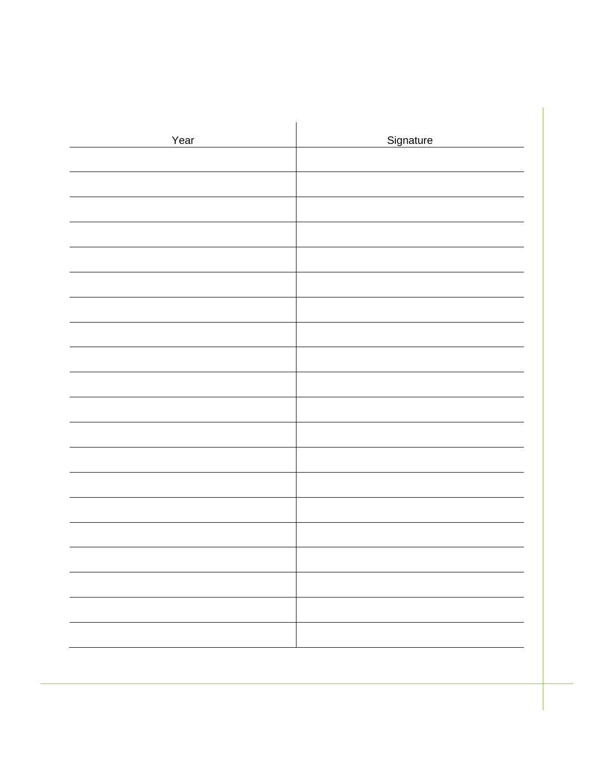| Year | Signature |
|---|---|
| | |
| | |
| | |
| | |
| | |
| | |
| | |
| | |
| | |
| | |
| | |
| | |
| | |
| | |
| | |
| | |
| | |
| | |
| | |
| | |